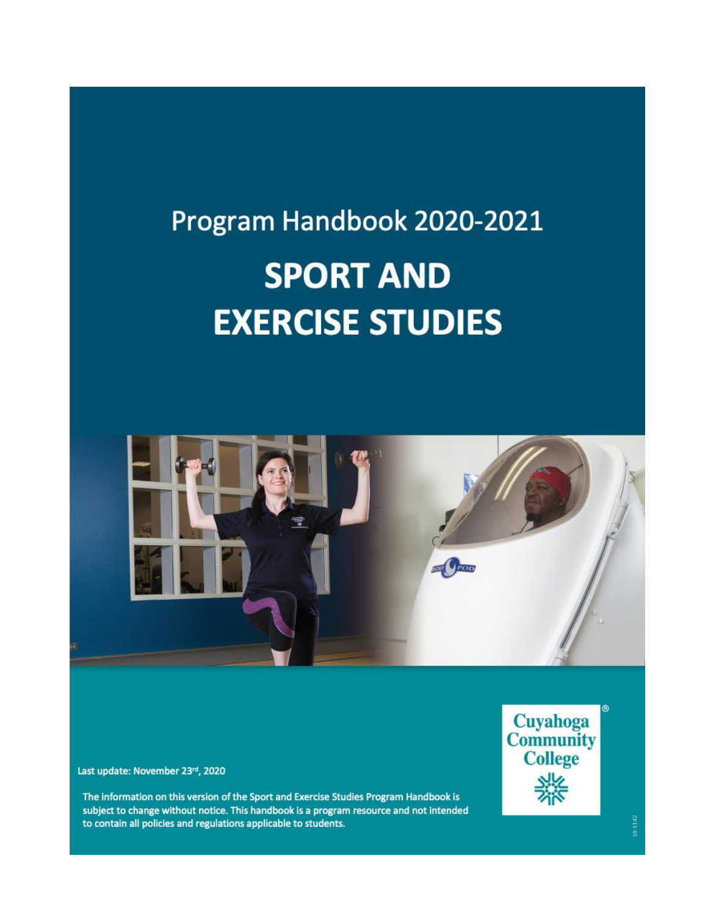Program Handbook 2020-2021

# SPORT AND EXERCISE STUDIES

Cuyahoga Community College

Last update: November 23rd, 2020

The information on this version of the Sport and Exercise Studies Program Handbook is subject to change without notice. This handbook is a program resource and not intended to contain all policies and regulations applicable to students.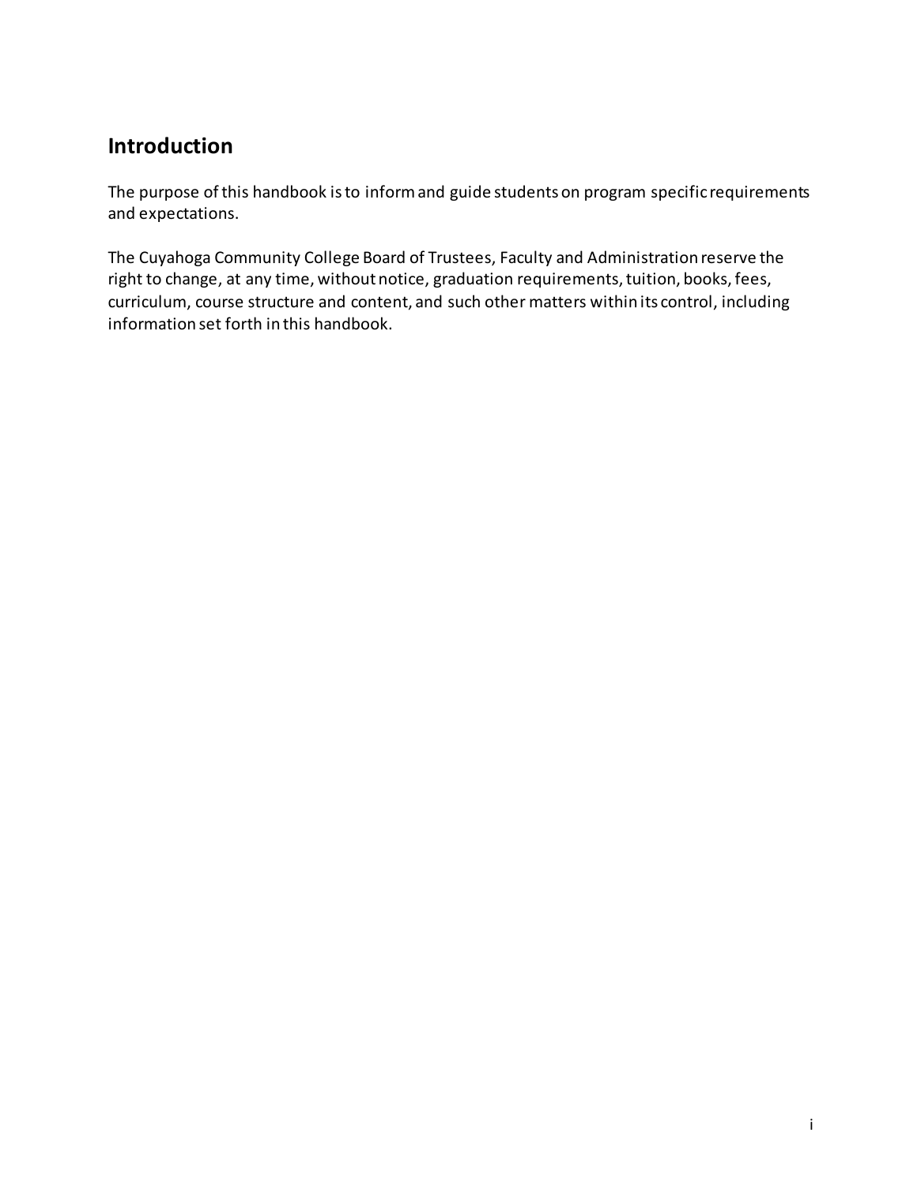## Introduction

The purpose of this handbook is to inform and guide students on program specific requirements and expectations.

The Cuyahoga Community College Board of Trustees, Faculty and Administration reserve the right to change, at any time, without notice, graduation requirements, tuition, books, fees, curriculum, course structure and content, and such other matters within its control, including information set forth in this handbook.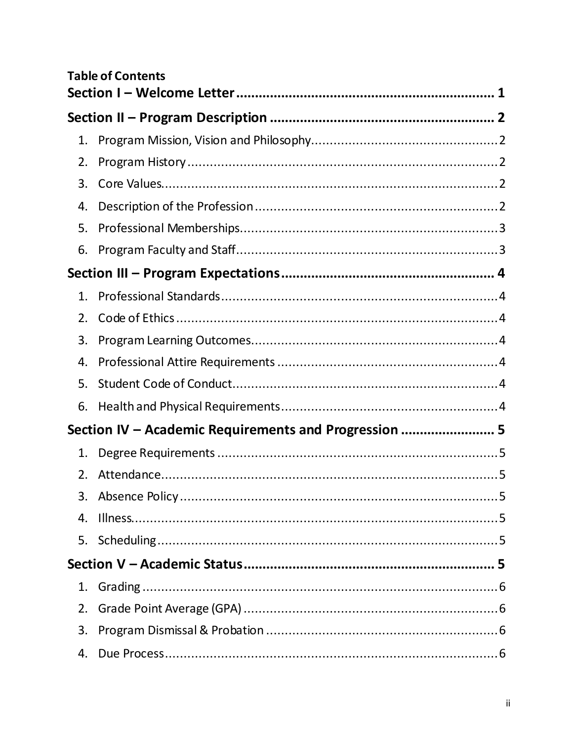**Table of Contents**

**Section I – Welcome Letter ..................................................................... 1**

**Section II – Program Description ............................................................ 2**

1. Program Mission, Vision and Philosophy.................................................2
2. Program History .....................................................................................2
3. Core Values.............................................................................................2
4. Description of the Profession .................................................................2
5. Professional Memberships......................................................................3
6. Program Faculty and Staff.......................................................................3

**Section III – Program Expectations........................................................ 4**

1. Professional Standards...........................................................................4
2. Code of Ethics ........................................................................................4
3. Program Learning Outcomes..................................................................4
4. Professional Attire Requirements ..........................................................4
5. Student Code of Conduct........................................................................4
6. Health and Physical Requirements..........................................................4

**Section IV – Academic Requirements and Progression ........................ 5**

1. Degree Requirements ............................................................................5
2. Attendance.............................................................................................5
3. Absence Policy .......................................................................................5
4. Illness......................................................................................................5
5. Scheduling .............................................................................................5

**Section V – Academic Status.................................................................. 5**

1. Grading ..................................................................................................6
2. Grade Point Average (GPA) .....................................................................6
3. Program Dismissal & Probation ..............................................................6
4. Due Process............................................................................................6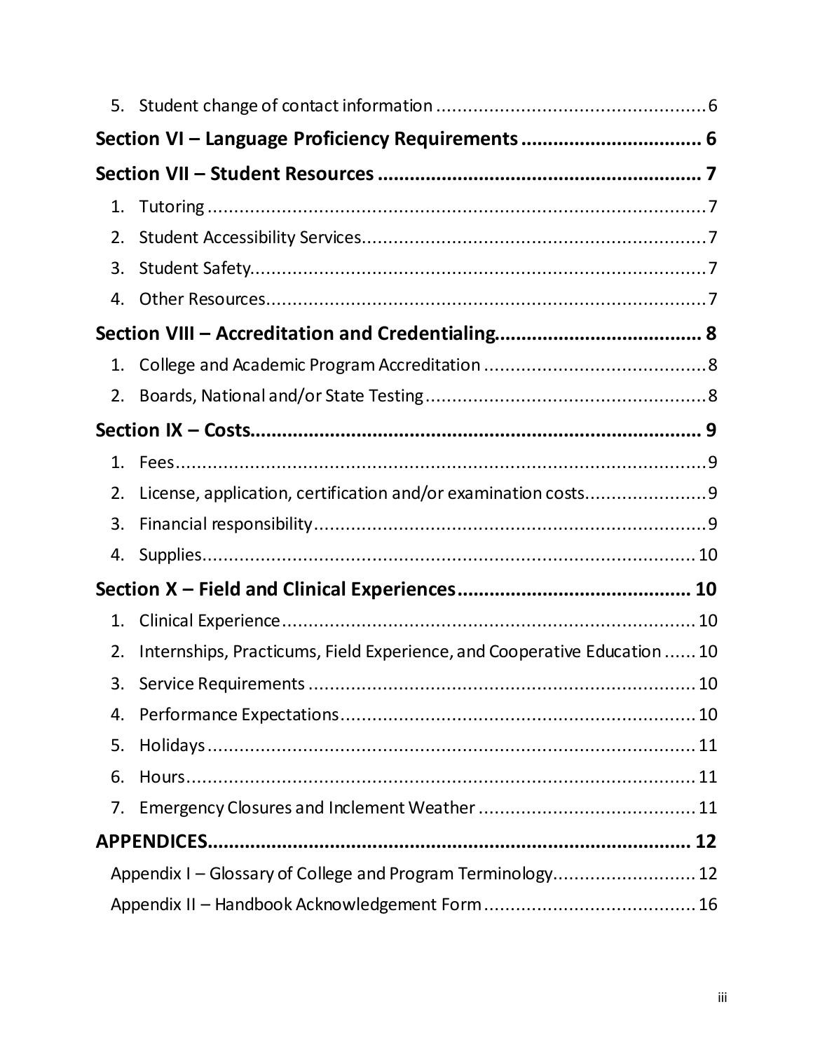5. Student change of contact information ........................................................ 6

**Section VI – Language Proficiency Requirements ................................. 6**

**Section VII – Student Resources ............................................................. 7**

1. Tutoring ........................................................................................ 7
2. Student Accessibility Services.................................................................. 7
3. Student Safety.................................................................................... 7
4. Other Resources.................................................................................. 7

**Section VIII – Accreditation and Credentialing...................................... 8**

1. College and Academic Program Accreditation ........................................... 8
2. Boards, National and/or State Testing...................................................... 8

**Section IX – Costs.................................................................................. 9**

1. Fees.................................................................................................. 9
2. License, application, certification and/or examination costs....................... 9
3. Financial responsibility.......................................................................... 9
4. Supplies............................................................................................ 10

**Section X – Field and Clinical Experiences............................................ 10**

1. Clinical Experience.............................................................................. 10
2. Internships, Practicums, Field Experience, and Cooperative Education ...... 10
3. Service Requirements .......................................................................... 10
4. Performance Expectations.................................................................... 10
5. Holidays............................................................................................ 11
6. Hours................................................................................................ 11
7. Emergency Closures and Inclement Weather ......................................... 11

**APPENDICES.......................................................................................... 12**

Appendix I – Glossary of College and Program Terminology........................... 12

Appendix II – Handbook Acknowledgement Form ......................................... 16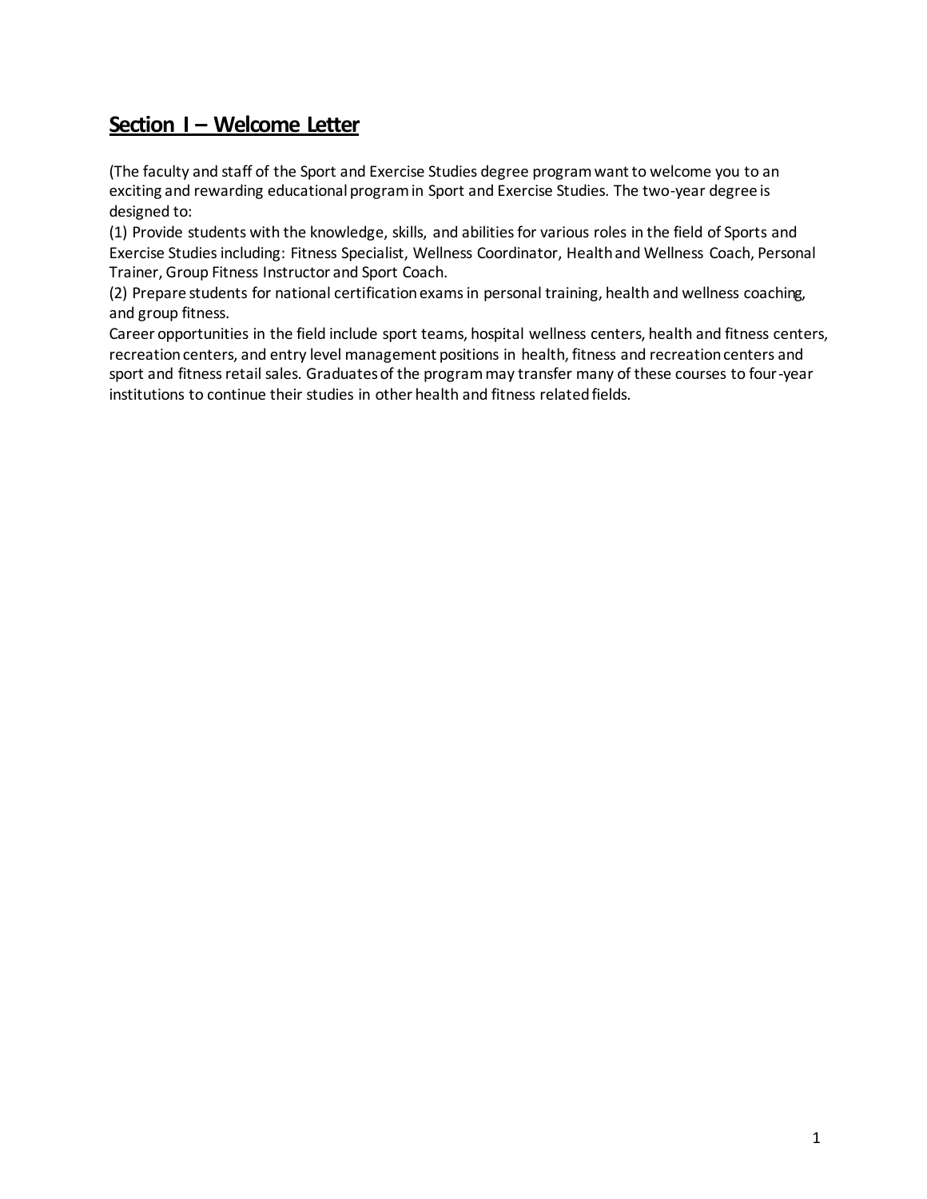## Section I – Welcome Letter

(The faculty and staff of the Sport and Exercise Studies degree program want to welcome you to an exciting and rewarding educational program in Sport and Exercise Studies. The two-year degree is designed to:

(1) Provide students with the knowledge, skills, and abilities for various roles in the field of Sports and Exercise Studies including: Fitness Specialist, Wellness Coordinator, Health and Wellness Coach, Personal Trainer, Group Fitness Instructor and Sport Coach.

(2) Prepare students for national certification exams in personal training, health and wellness coaching, and group fitness.

Career opportunities in the field include sport teams, hospital wellness centers, health and fitness centers, recreation centers, and entry level management positions in health, fitness and recreation centers and sport and fitness retail sales. Graduates of the program may transfer many of these courses to four-year institutions to continue their studies in other health and fitness related fields.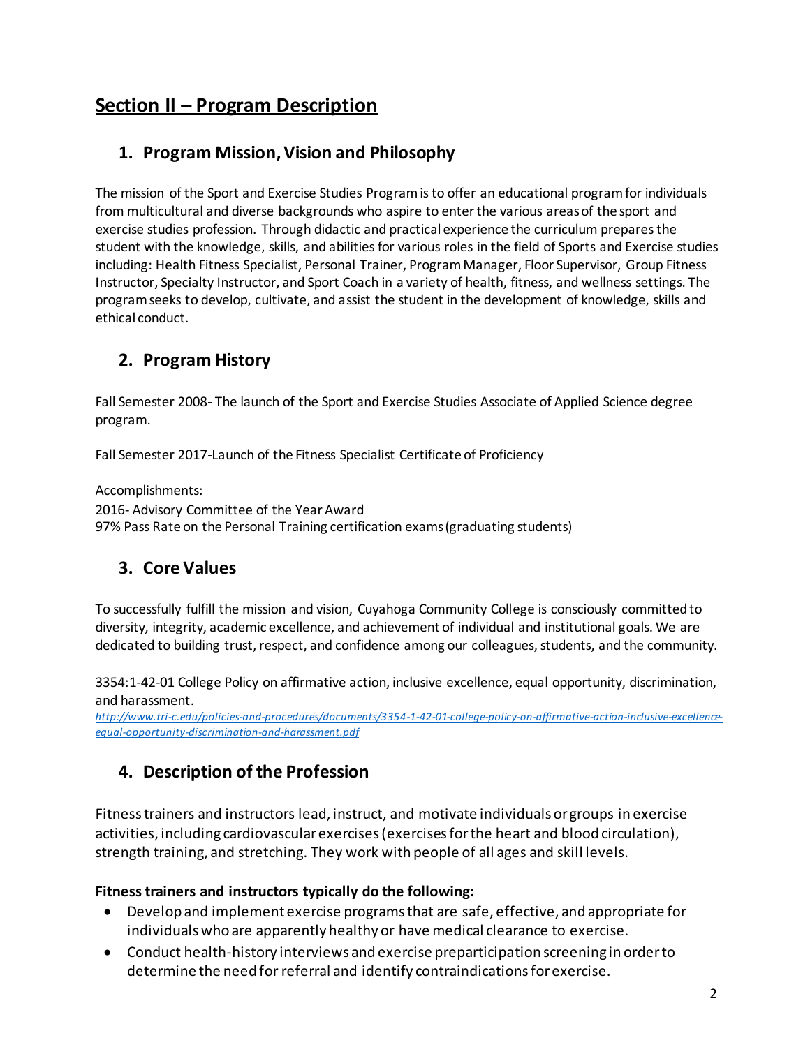# Section II – Program Description

## 1. Program Mission, Vision and Philosophy

The mission of the Sport and Exercise Studies Program is to offer an educational program for individuals from multicultural and diverse backgrounds who aspire to enter the various areas of the sport and exercise studies profession. Through didactic and practical experience the curriculum prepares the student with the knowledge, skills, and abilities for various roles in the field of Sports and Exercise studies including: Health Fitness Specialist, Personal Trainer, Program Manager, Floor Supervisor, Group Fitness Instructor, Specialty Instructor, and Sport Coach in a variety of health, fitness, and wellness settings. The program seeks to develop, cultivate, and assist the student in the development of knowledge, skills and ethical conduct.

## 2. Program History

Fall Semester 2008- The launch of the Sport and Exercise Studies Associate of Applied Science degree program.

Fall Semester 2017-Launch of the Fitness Specialist Certificate of Proficiency

Accomplishments:
2016- Advisory Committee of the Year Award
97% Pass Rate on the Personal Training certification exams (graduating students)

## 3. Core Values

To successfully fulfill the mission and vision, Cuyahoga Community College is consciously committed to diversity, integrity, academic excellence, and achievement of individual and institutional goals. We are dedicated to building trust, respect, and confidence among our colleagues, students, and the community.

3354:1-42-01 College Policy on affirmative action, inclusive excellence, equal opportunity, discrimination, and harassment.
*http://www.tri-c.edu/policies-and-procedures/documents/3354-1-42-01-college-policy-on-affirmative-action-inclusive-excellence-equal-opportunity-discrimination-and-harassment.pdf*

## 4. Description of the Profession

Fitness trainers and instructors lead, instruct, and motivate individuals or groups in exercise activities, including cardiovascular exercises (exercises for the heart and blood circulation), strength training, and stretching. They work with people of all ages and skill levels.

**Fitness trainers and instructors typically do the following:**

- Develop and implement exercise programs that are safe, effective, and appropriate for individuals who are apparently healthy or have medical clearance to exercise.
- Conduct health-history interviews and exercise preparticipation screening in order to determine the need for referral and identify contraindications for exercise.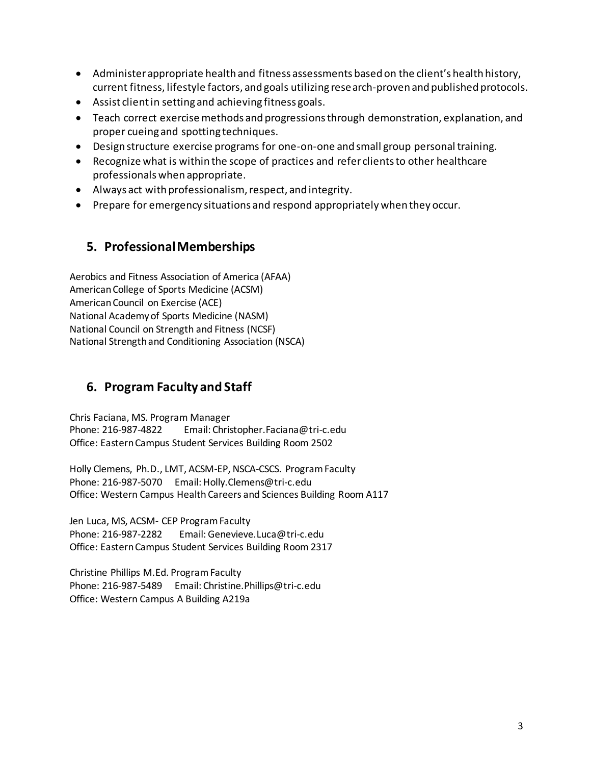- Administer appropriate health and fitness assessments based on the client's health history, current fitness, lifestyle factors, and goals utilizing research-proven and published protocols.
- Assist client in setting and achieving fitness goals.
- Teach correct exercise methods and progressions through demonstration, explanation, and proper cueing and spotting techniques.
- Design structure exercise programs for one-on-one and small group personal training.
- Recognize what is within the scope of practices and refer clients to other healthcare professionals when appropriate.
- Always act with professionalism, respect, and integrity.
- Prepare for emergency situations and respond appropriately when they occur.

## 5. Professional Memberships

Aerobics and Fitness Association of America (AFAA)
American College of Sports Medicine (ACSM)
American Council on Exercise (ACE)
National Academy of Sports Medicine (NASM)
National Council on Strength and Fitness (NCSF)
National Strength and Conditioning Association (NSCA)

## 6. Program Faculty and Staff

Chris Faciana, MS. Program Manager
Phone: 216-987-4822 Email: Christopher.Faciana@tri-c.edu
Office: Eastern Campus Student Services Building Room 2502

Holly Clemens, Ph.D., LMT, ACSM-EP, NSCA-CSCS. Program Faculty
Phone: 216-987-5070 Email: Holly.Clemens@tri-c.edu
Office: Western Campus Health Careers and Sciences Building Room A117

Jen Luca, MS, ACSM- CEP Program Faculty
Phone: 216-987-2282 Email: Genevieve.Luca@tri-c.edu
Office: Eastern Campus Student Services Building Room 2317

Christine Phillips M.Ed. Program Faculty
Phone: 216-987-5489 Email: Christine.Phillips@tri-c.edu
Office: Western Campus A Building A219a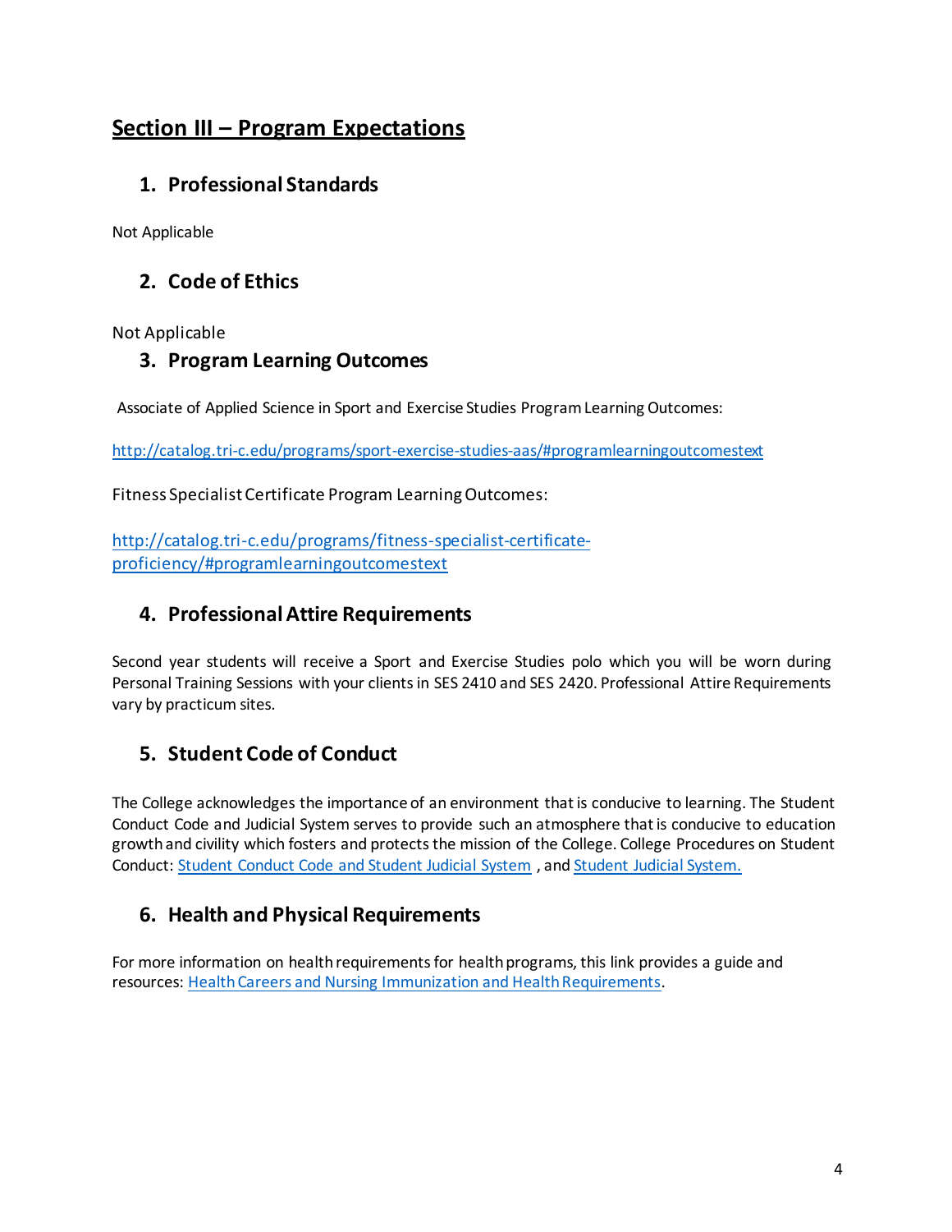## Section III – Program Expectations

### 1. Professional Standards

Not Applicable

### 2. Code of Ethics

Not Applicable

### 3. Program Learning Outcomes

Associate of Applied Science in Sport and Exercise Studies Program Learning Outcomes:

http://catalog.tri-c.edu/programs/sport-exercise-studies-aas/#programlearningoutcomestext

Fitness Specialist Certificate Program Learning Outcomes:

http://catalog.tri-c.edu/programs/fitness-specialist-certificate-proficiency/#programlearningoutcomestext

### 4. Professional Attire Requirements

Second year students will receive a Sport and Exercise Studies polo which you will be worn during Personal Training Sessions with your clients in SES 2410 and SES 2420. Professional Attire Requirements vary by practicum sites.

### 5. Student Code of Conduct

The College acknowledges the importance of an environment that is conducive to learning. The Student Conduct Code and Judicial System serves to provide such an atmosphere that is conducive to education growth and civility which fosters and protects the mission of the College. College Procedures on Student Conduct: Student Conduct Code and Student Judicial System , and Student Judicial System.

### 6. Health and Physical Requirements

For more information on health requirements for health programs, this link provides a guide and resources: Health Careers and Nursing Immunization and Health Requirements.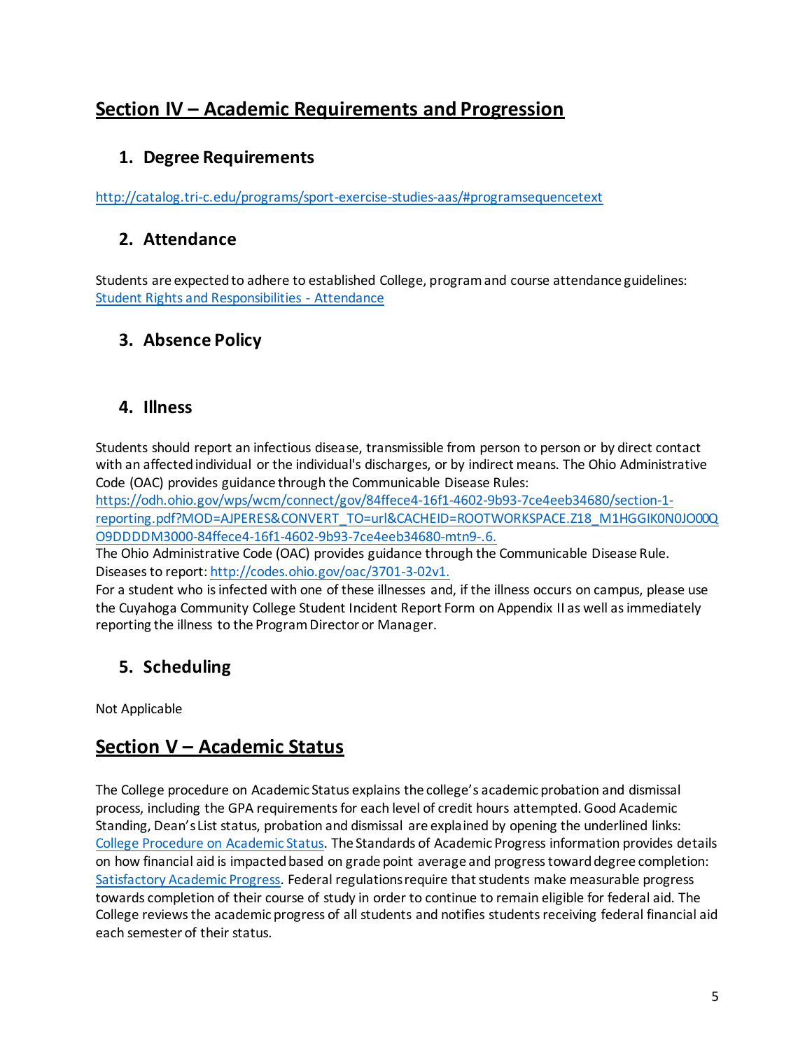## Section IV – Academic Requirements and Progression

### 1. Degree Requirements

http://catalog.tri-c.edu/programs/sport-exercise-studies-aas/#programsequencetext

### 2. Attendance

Students are expected to adhere to established College, program and course attendance guidelines: Student Rights and Responsibilities - Attendance

### 3. Absence Policy

### 4. Illness

Students should report an infectious disease, transmissible from person to person or by direct contact with an affected individual or the individual's discharges, or by indirect means. The Ohio Administrative Code (OAC) provides guidance through the Communicable Disease Rules: https://odh.ohio.gov/wps/wcm/connect/gov/84ffece4-16f1-4602-9b93-7ce4eeb34680/section-1-reporting.pdf?MOD=AJPERES&CONVERT_TO=url&CACHEID=ROOTWORKSPACE.Z18_M1HGGIK0N0JO00QO9DDDDM3000-84ffece4-16f1-4602-9b93-7ce4eeb34680-mtn9-.6.
The Ohio Administrative Code (OAC) provides guidance through the Communicable Disease Rule. Diseases to report: http://codes.ohio.gov/oac/3701-3-02v1.
For a student who is infected with one of these illnesses and, if the illness occurs on campus, please use the Cuyahoga Community College Student Incident Report Form on Appendix II as well as immediately reporting the illness to the Program Director or Manager.

### 5. Scheduling

Not Applicable

## Section V – Academic Status

The College procedure on Academic Status explains the college's academic probation and dismissal process, including the GPA requirements for each level of credit hours attempted. Good Academic Standing, Dean's List status, probation and dismissal are explained by opening the underlined links: College Procedure on Academic Status. The Standards of Academic Progress information provides details on how financial aid is impacted based on grade point average and progress toward degree completion: Satisfactory Academic Progress. Federal regulations require that students make measurable progress towards completion of their course of study in order to continue to remain eligible for federal aid. The College reviews the academic progress of all students and notifies students receiving federal financial aid each semester of their status.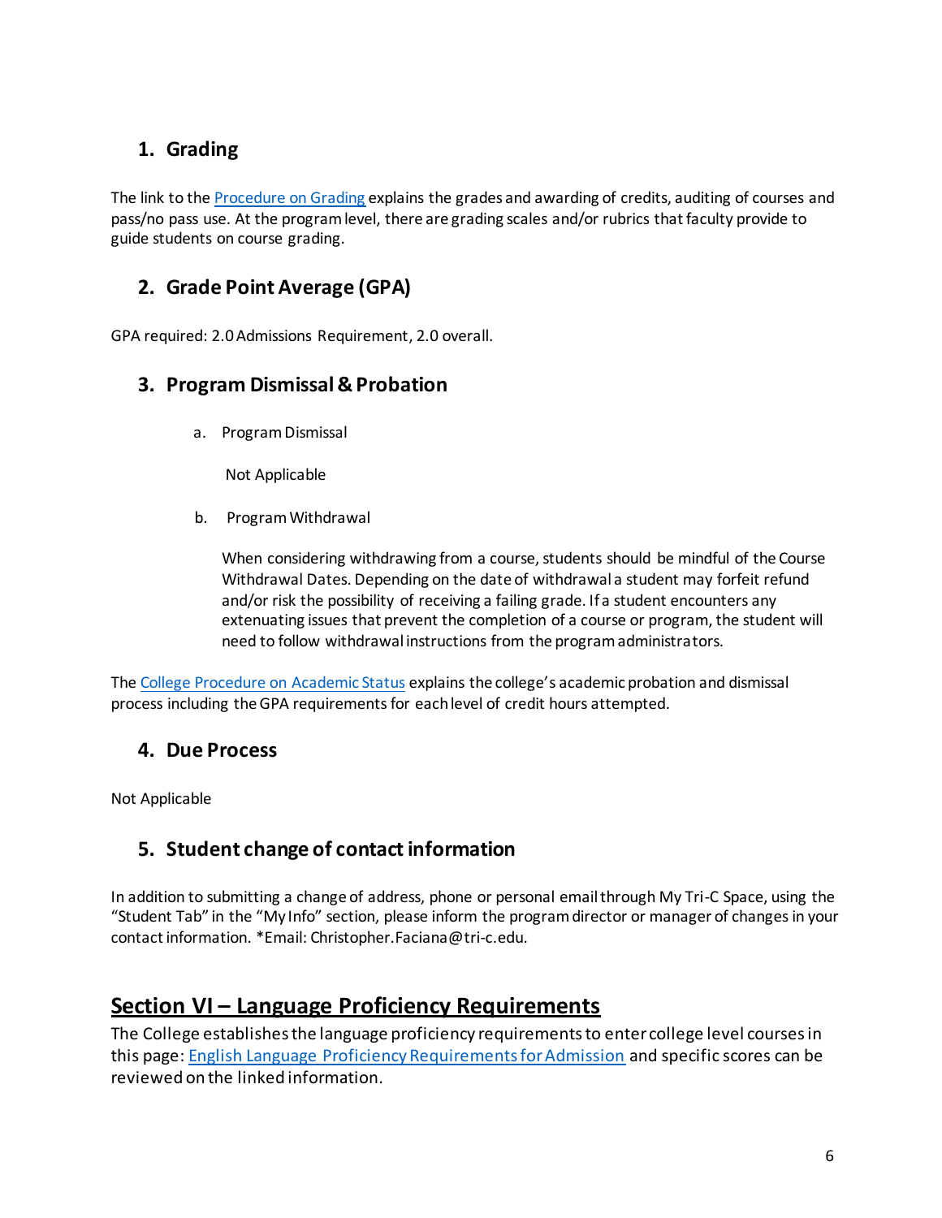## 1. Grading

The link to the Procedure on Grading explains the grades and awarding of credits, auditing of courses and pass/no pass use. At the program level, there are grading scales and/or rubrics that faculty provide to guide students on course grading.

## 2. Grade Point Average (GPA)

GPA required: 2.0 Admissions Requirement, 2.0 overall.

## 3. Program Dismissal & Probation

a. Program Dismissal

Not Applicable

b. Program Withdrawal

When considering withdrawing from a course, students should be mindful of the Course Withdrawal Dates. Depending on the date of withdrawal a student may forfeit refund and/or risk the possibility of receiving a failing grade. If a student encounters any extenuating issues that prevent the completion of a course or program, the student will need to follow withdrawal instructions from the program administrators.

The College Procedure on Academic Status explains the college's academic probation and dismissal process including the GPA requirements for each level of credit hours attempted.

## 4. Due Process

Not Applicable

## 5. Student change of contact information

In addition to submitting a change of address, phone or personal email through My Tri-C Space, using the "Student Tab" in the "My Info" section, please inform the program director or manager of changes in your contact information. *Email: Christopher.Faciana@tri-c.edu.

# Section VI – Language Proficiency Requirements

The College establishes the language proficiency requirements to enter college level courses in this page: English Language Proficiency Requirements for Admission and specific scores can be reviewed on the linked information.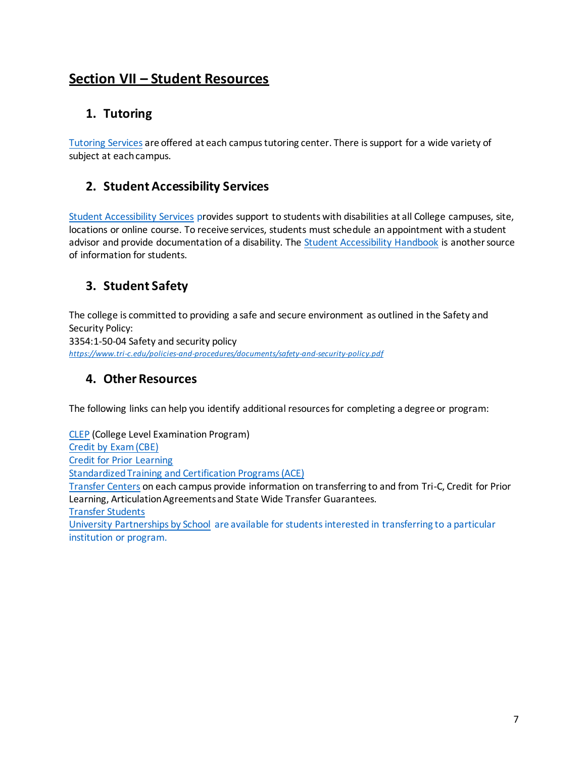# Section VII – Student Resources

## 1. Tutoring

Tutoring Services are offered at each campus tutoring center. There is support for a wide variety of subject at each campus.

## 2. Student Accessibility Services

Student Accessibility Services provides support to students with disabilities at all College campuses, site, locations or online course. To receive services, students must schedule an appointment with a student advisor and provide documentation of a disability. The Student Accessibility Handbook is another source of information for students.

## 3. Student Safety

The college is committed to providing a safe and secure environment as outlined in the Safety and Security Policy:
3354:1-50-04 Safety and security policy
*https://www.tri-c.edu/policies-and-procedures/documents/safety-and-security-policy.pdf*

## 4. Other Resources

The following links can help you identify additional resources for completing a degree or program:

CLEP (College Level Examination Program)
Credit by Exam (CBE)
Credit for Prior Learning
Standardized Training and Certification Programs (ACE)
Transfer Centers on each campus provide information on transferring to and from Tri-C, Credit for Prior Learning, Articulation Agreements and State Wide Transfer Guarantees.
Transfer Students
University Partnerships by School are available for students interested in transferring to a particular institution or program.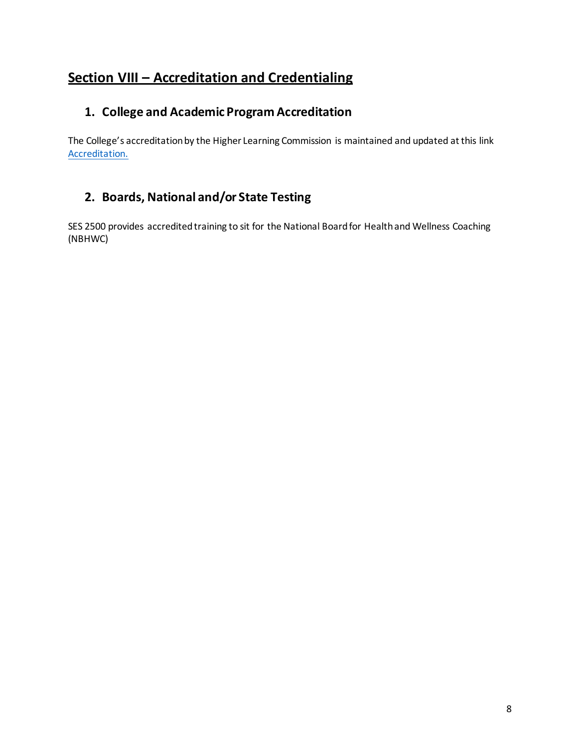## Section VIII – Accreditation and Credentialing

### 1. College and Academic Program Accreditation

The College's accreditation by the Higher Learning Commission is maintained and updated at this link Accreditation.

### 2. Boards, National and/or State Testing

SES 2500 provides accredited training to sit for the National Board for Health and Wellness Coaching (NBHWC)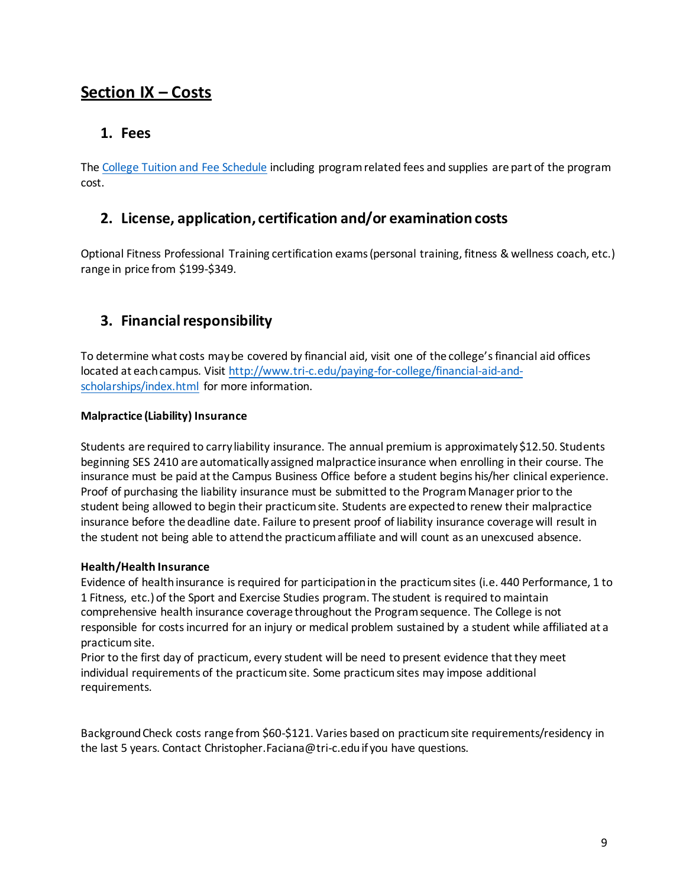# Section IX – Costs

## 1. Fees

The College Tuition and Fee Schedule including program related fees and supplies are part of the program cost.

## 2. License, application, certification and/or examination costs

Optional Fitness Professional Training certification exams (personal training, fitness & wellness coach, etc.) range in price from $199-$349.

## 3. Financial responsibility

To determine what costs may be covered by financial aid, visit one of the college's financial aid offices located at each campus. Visit http://www.tri-c.edu/paying-for-college/financial-aid-and-scholarships/index.html for more information.

**Malpractice (Liability) Insurance**

Students are required to carry liability insurance. The annual premium is approximately $12.50. Students beginning SES 2410 are automatically assigned malpractice insurance when enrolling in their course. The insurance must be paid at the Campus Business Office before a student begins his/her clinical experience. Proof of purchasing the liability insurance must be submitted to the Program Manager prior to the student being allowed to begin their practicum site. Students are expected to renew their malpractice insurance before the deadline date. Failure to present proof of liability insurance coverage will result in the student not being able to attend the practicum affiliate and will count as an unexcused absence.

**Health/Health Insurance**

Evidence of health insurance is required for participation in the practicum sites (i.e. 440 Performance, 1 to 1 Fitness, etc.) of the Sport and Exercise Studies program. The student is required to maintain comprehensive health insurance coverage throughout the Program sequence. The College is not responsible for costs incurred for an injury or medical problem sustained by a student while affiliated at a practicum site.

Prior to the first day of practicum, every student will be need to present evidence that they meet individual requirements of the practicum site. Some practicum sites may impose additional requirements.

Background Check costs range from $60-$121. Varies based on practicum site requirements/residency in the last 5 years. Contact Christopher.Faciana@tri-c.edu if you have questions.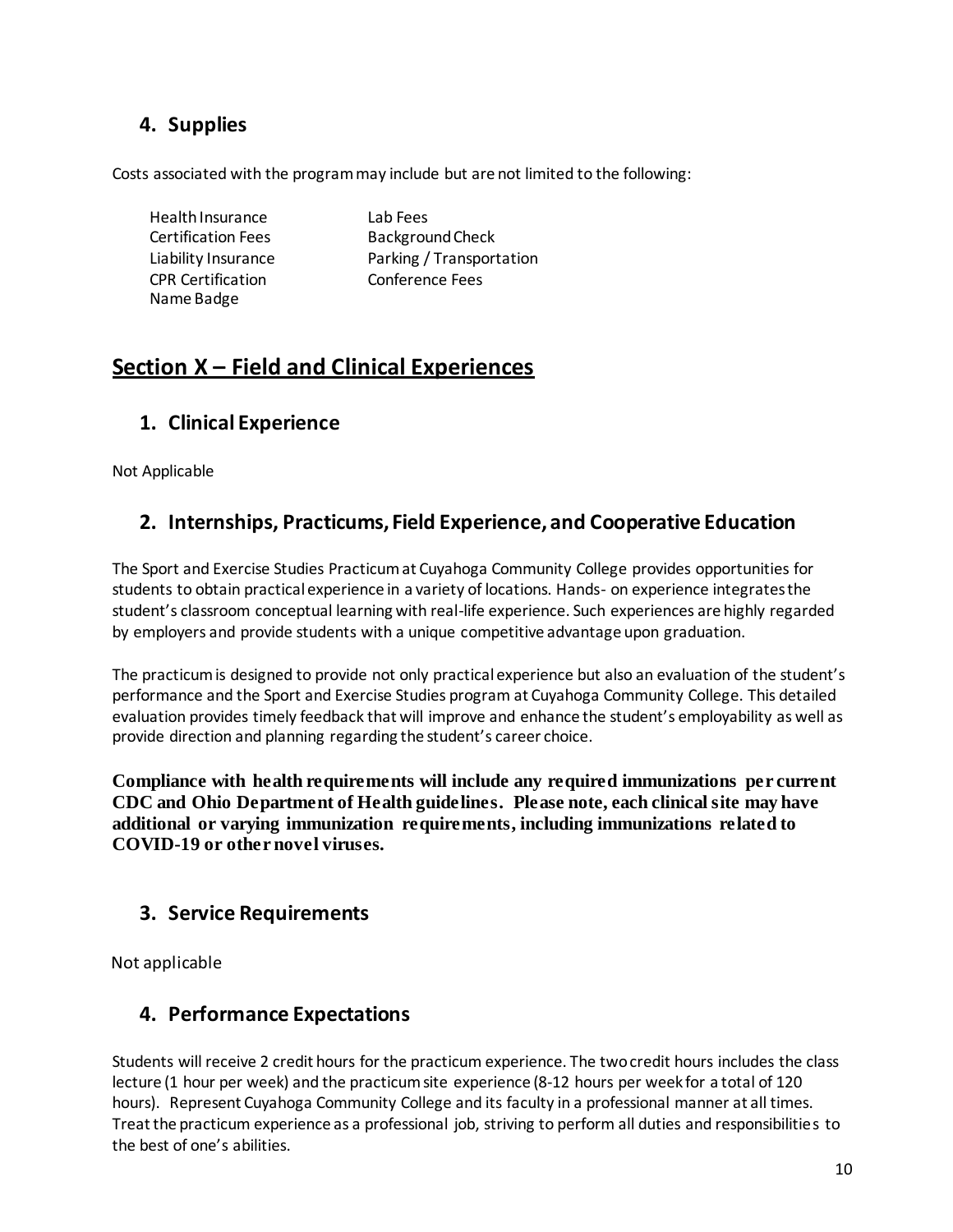### 4. Supplies

Costs associated with the program may include but are not limited to the following:

- Health Insurance
- Certification Fees
- Liability Insurance
- CPR Certification
- Name Badge
- Lab Fees
- Background Check
- Parking / Transportation
- Conference Fees

## Section X – Field and Clinical Experiences

### 1. Clinical Experience

Not Applicable

### 2. Internships, Practicums, Field Experience, and Cooperative Education

The Sport and Exercise Studies Practicum at Cuyahoga Community College provides opportunities for students to obtain practical experience in a variety of locations. Hands- on experience integrates the student's classroom conceptual learning with real-life experience. Such experiences are highly regarded by employers and provide students with a unique competitive advantage upon graduation.

The practicum is designed to provide not only practical experience but also an evaluation of the student's performance and the Sport and Exercise Studies program at Cuyahoga Community College. This detailed evaluation provides timely feedback that will improve and enhance the student's employability as well as provide direction and planning regarding the student's career choice.

**Compliance with health requirements will include any required immunizations per current CDC and Ohio Department of Health guidelines. Please note, each clinical site may have additional or varying immunization requirements, including immunizations related to COVID-19 or other novel viruses.**

### 3. Service Requirements

Not applicable

### 4. Performance Expectations

Students will receive 2 credit hours for the practicum experience. The two credit hours includes the class lecture (1 hour per week) and the practicum site experience (8-12 hours per week for a total of 120 hours). Represent Cuyahoga Community College and its faculty in a professional manner at all times. Treat the practicum experience as a professional job, striving to perform all duties and responsibilities to the best of one's abilities.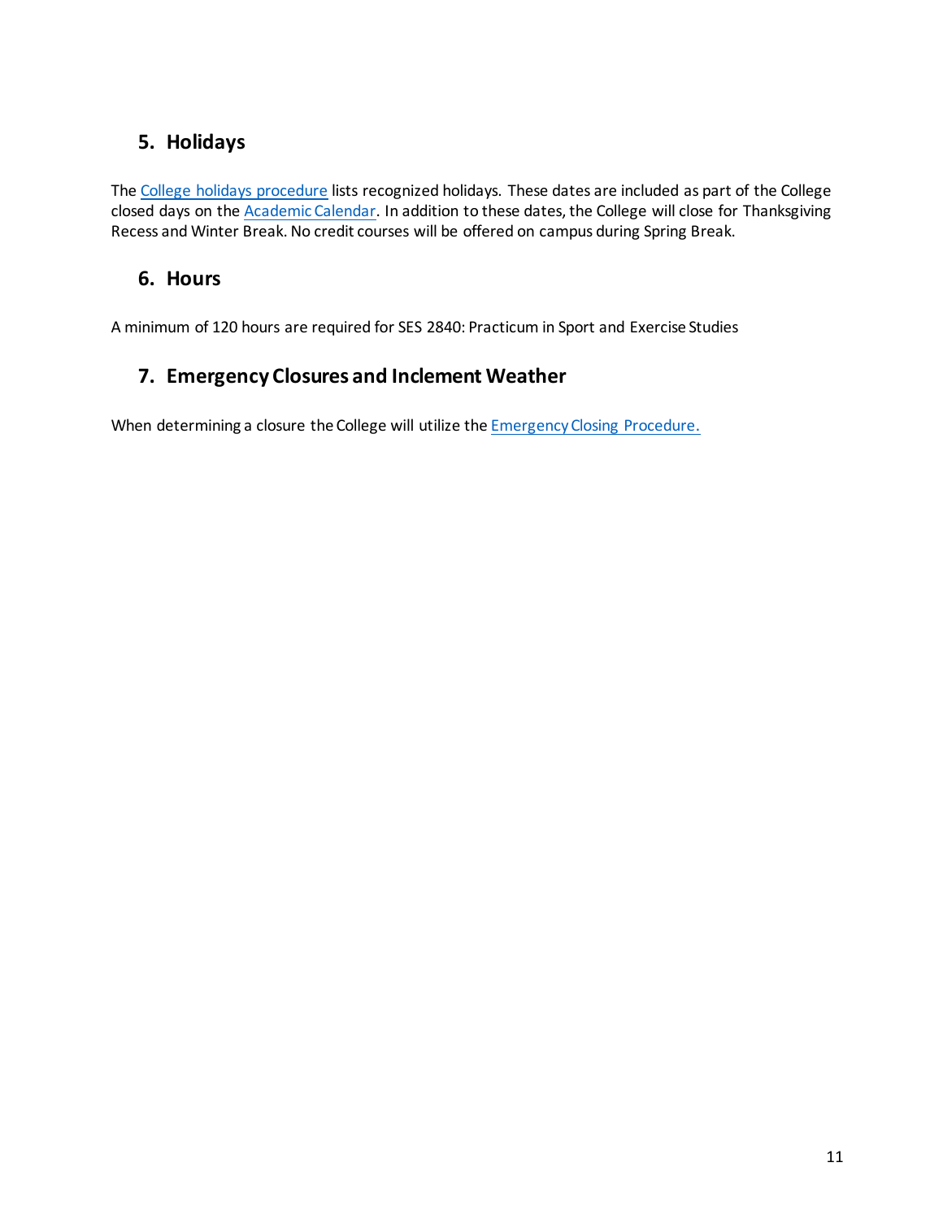## 5. Holidays

The College holidays procedure lists recognized holidays. These dates are included as part of the College closed days on the Academic Calendar. In addition to these dates, the College will close for Thanksgiving Recess and Winter Break. No credit courses will be offered on campus during Spring Break.

## 6. Hours

A minimum of 120 hours are required for SES 2840: Practicum in Sport and Exercise Studies

## 7. Emergency Closures and Inclement Weather

When determining a closure the College will utilize the Emergency Closing Procedure.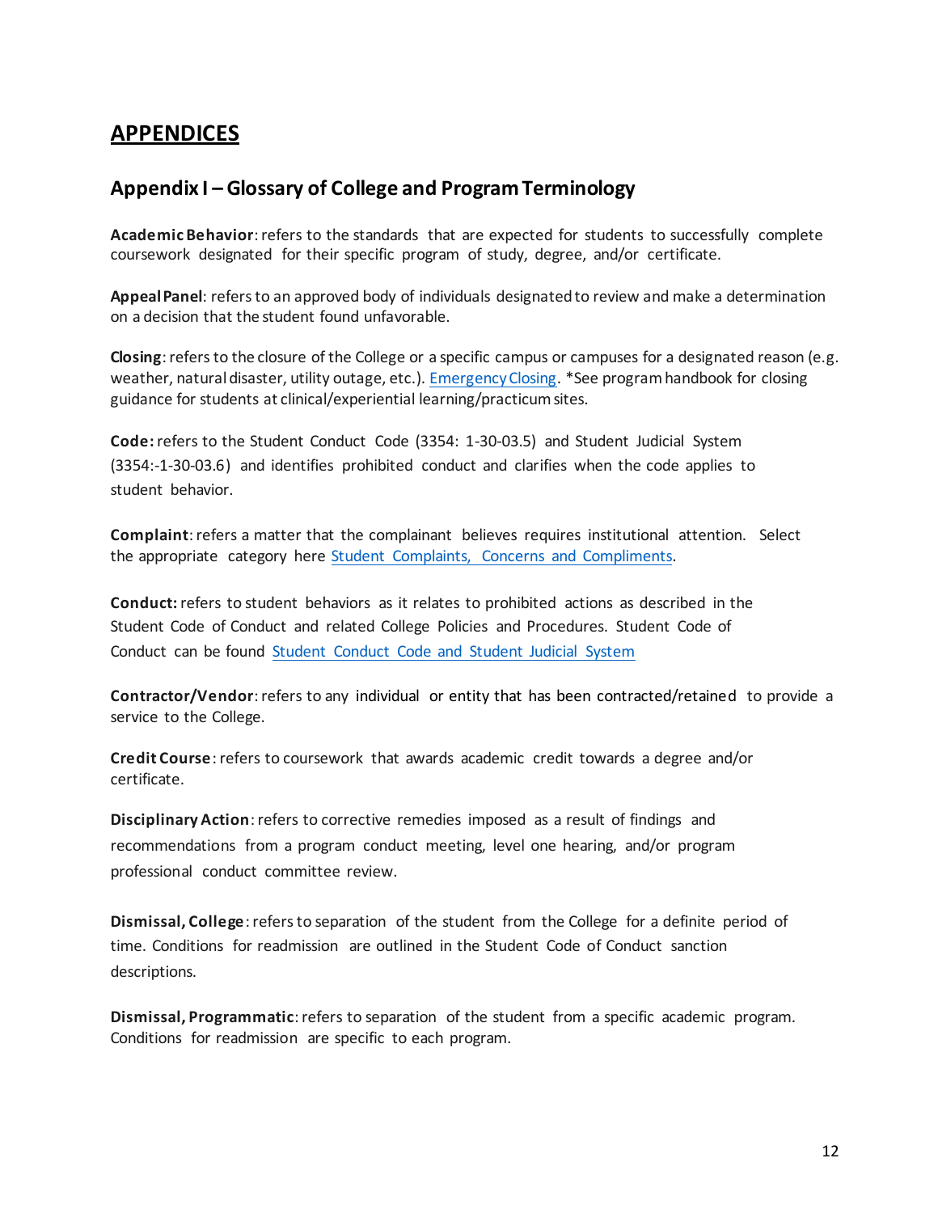# APPENDICES

## Appendix I – Glossary of College and Program Terminology

**Academic Behavior**: refers to the standards that are expected for students to successfully complete coursework designated for their specific program of study, degree, and/or certificate.

**Appeal Panel**: refers to an approved body of individuals designated to review and make a determination on a decision that the student found unfavorable.

**Closing**: refers to the closure of the College or a specific campus or campuses for a designated reason (e.g. weather, natural disaster, utility outage, etc.). Emergency Closing. *See program handbook for closing guidance for students at clinical/experiential learning/practicum sites.

**Code:** refers to the Student Conduct Code (3354: 1-30-03.5) and Student Judicial System (3354:-1-30-03.6) and identifies prohibited conduct and clarifies when the code applies to student behavior.

**Complaint**: refers a matter that the complainant believes requires institutional attention. Select the appropriate category here Student Complaints, Concerns and Compliments.

**Conduct:** refers to student behaviors as it relates to prohibited actions as described in the Student Code of Conduct and related College Policies and Procedures. Student Code of Conduct can be found Student Conduct Code and Student Judicial System

**Contractor/Vendor**: refers to any individual or entity that has been contracted/retained to provide a service to the College.

**Credit Course**: refers to coursework that awards academic credit towards a degree and/or certificate.

**Disciplinary Action**: refers to corrective remedies imposed as a result of findings and recommendations from a program conduct meeting, level one hearing, and/or program professional conduct committee review.

**Dismissal, College**: refers to separation of the student from the College for a definite period of time. Conditions for readmission are outlined in the Student Code of Conduct sanction descriptions.

**Dismissal, Programmatic**: refers to separation of the student from a specific academic program. Conditions for readmission are specific to each program.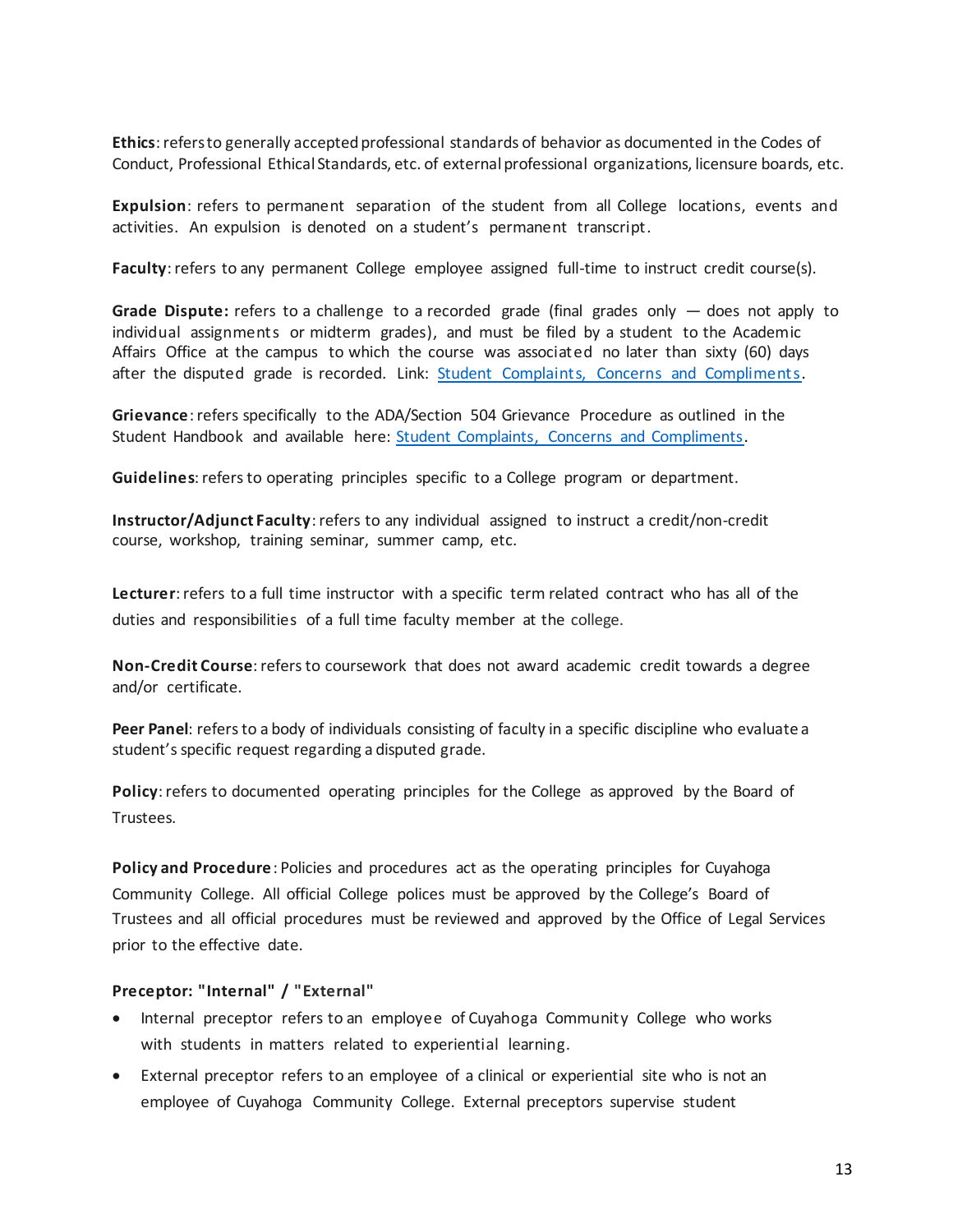**Ethics**: refers to generally accepted professional standards of behavior as documented in the Codes of Conduct, Professional Ethical Standards, etc. of external professional organizations, licensure boards, etc.

**Expulsion**: refers to permanent separation of the student from all College locations, events and activities. An expulsion is denoted on a student's permanent transcript.

**Faculty**: refers to any permanent College employee assigned full-time to instruct credit course(s).

**Grade Dispute:** refers to a challenge to a recorded grade (final grades only — does not apply to individual assignments or midterm grades), and must be filed by a student to the Academic Affairs Office at the campus to which the course was associated no later than sixty (60) days after the disputed grade is recorded. Link: [Student Complaints, Concerns and Compliments](#).

**Grievance**: refers specifically to the ADA/Section 504 Grievance Procedure as outlined in the Student Handbook and available here: [Student Complaints, Concerns and Compliments](#).

**Guidelines**: refers to operating principles specific to a College program or department.

**Instructor/Adjunct Faculty**: refers to any individual assigned to instruct a credit/non-credit course, workshop, training seminar, summer camp, etc.

**Lecturer**: refers to a full time instructor with a specific term related contract who has all of the duties and responsibilities of a full time faculty member at the college.

**Non-Credit Course**: refers to coursework that does not award academic credit towards a degree and/or certificate.

**Peer Panel**: refers to a body of individuals consisting of faculty in a specific discipline who evaluate a student's specific request regarding a disputed grade.

**Policy**: refers to documented operating principles for the College as approved by the Board of Trustees.

**Policy and Procedure**: Policies and procedures act as the operating principles for Cuyahoga Community College. All official College polices must be approved by the College's Board of Trustees and all official procedures must be reviewed and approved by the Office of Legal Services prior to the effective date.

**Preceptor: "Internal" / "External"**

- Internal preceptor refers to an employee of Cuyahoga Community College who works with students in matters related to experiential learning.
- External preceptor refers to an employee of a clinical or experiential site who is not an employee of Cuyahoga Community College. External preceptors supervise student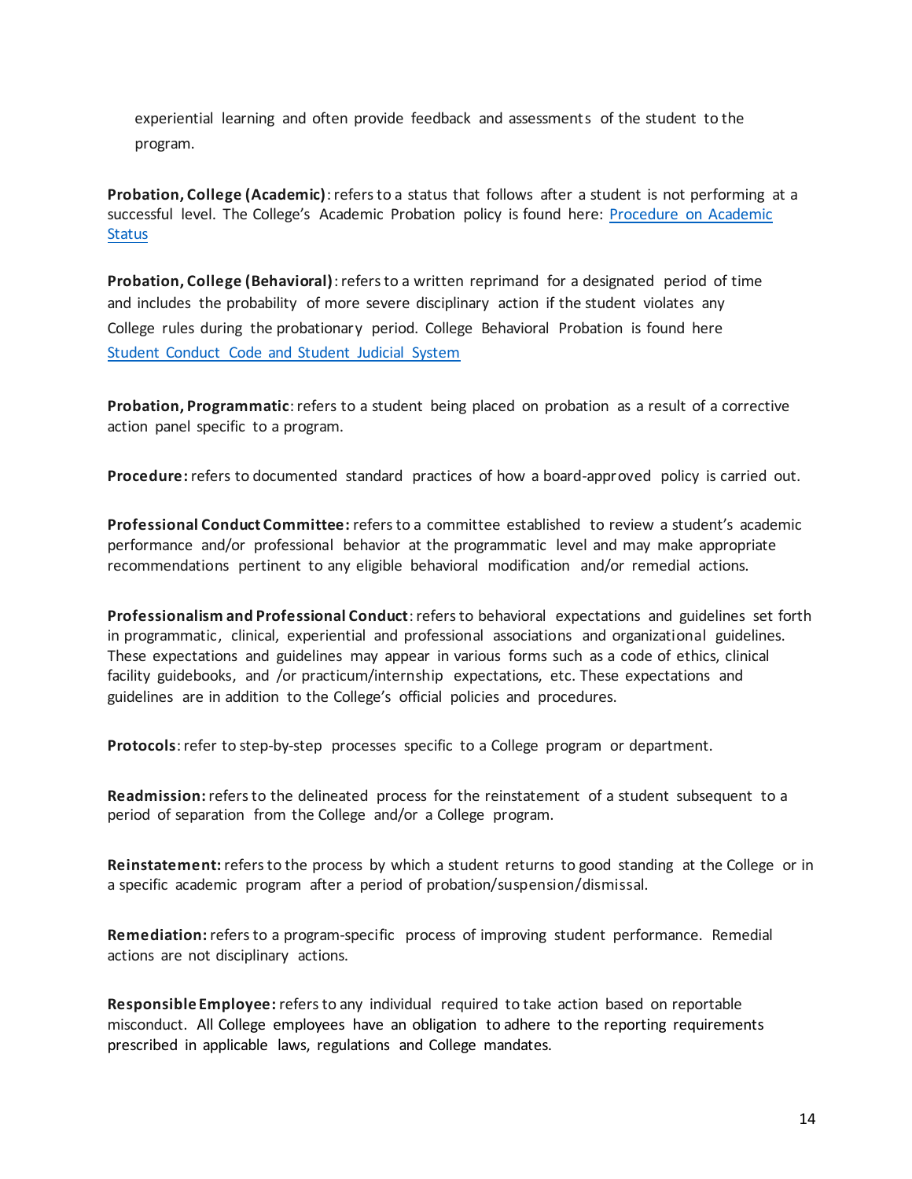experiential learning and often provide feedback and assessments of the student to the program.

**Probation, College (Academic)**: refers to a status that follows after a student is not performing at a successful level. The College's Academic Probation policy is found here: [Procedure on Academic Status]()

**Probation, College (Behavioral)**: refers to a written reprimand for a designated period of time and includes the probability of more severe disciplinary action if the student violates any College rules during the probationary period. College Behavioral Probation is found here [Student Conduct Code and Student Judicial System]()

**Probation, Programmatic**: refers to a student being placed on probation as a result of a corrective action panel specific to a program.

**Procedure:** refers to documented standard practices of how a board-approved policy is carried out.

**Professional Conduct Committee:** refers to a committee established to review a student's academic performance and/or professional behavior at the programmatic level and may make appropriate recommendations pertinent to any eligible behavioral modification and/or remedial actions.

**Professionalism and Professional Conduct**: refers to behavioral expectations and guidelines set forth in programmatic, clinical, experiential and professional associations and organizational guidelines. These expectations and guidelines may appear in various forms such as a code of ethics, clinical facility guidebooks, and /or practicum/internship expectations, etc. These expectations and guidelines are in addition to the College's official policies and procedures.

**Protocols**: refer to step-by-step processes specific to a College program or department.

**Readmission:** refers to the delineated process for the reinstatement of a student subsequent to a period of separation from the College and/or a College program.

**Reinstatement:** refers to the process by which a student returns to good standing at the College or in a specific academic program after a period of probation/suspension/dismissal.

**Remediation:** refers to a program-specific process of improving student performance. Remedial actions are not disciplinary actions.

**Responsible Employee:** refers to any individual required to take action based on reportable misconduct. All College employees have an obligation to adhere to the reporting requirements prescribed in applicable laws, regulations and College mandates.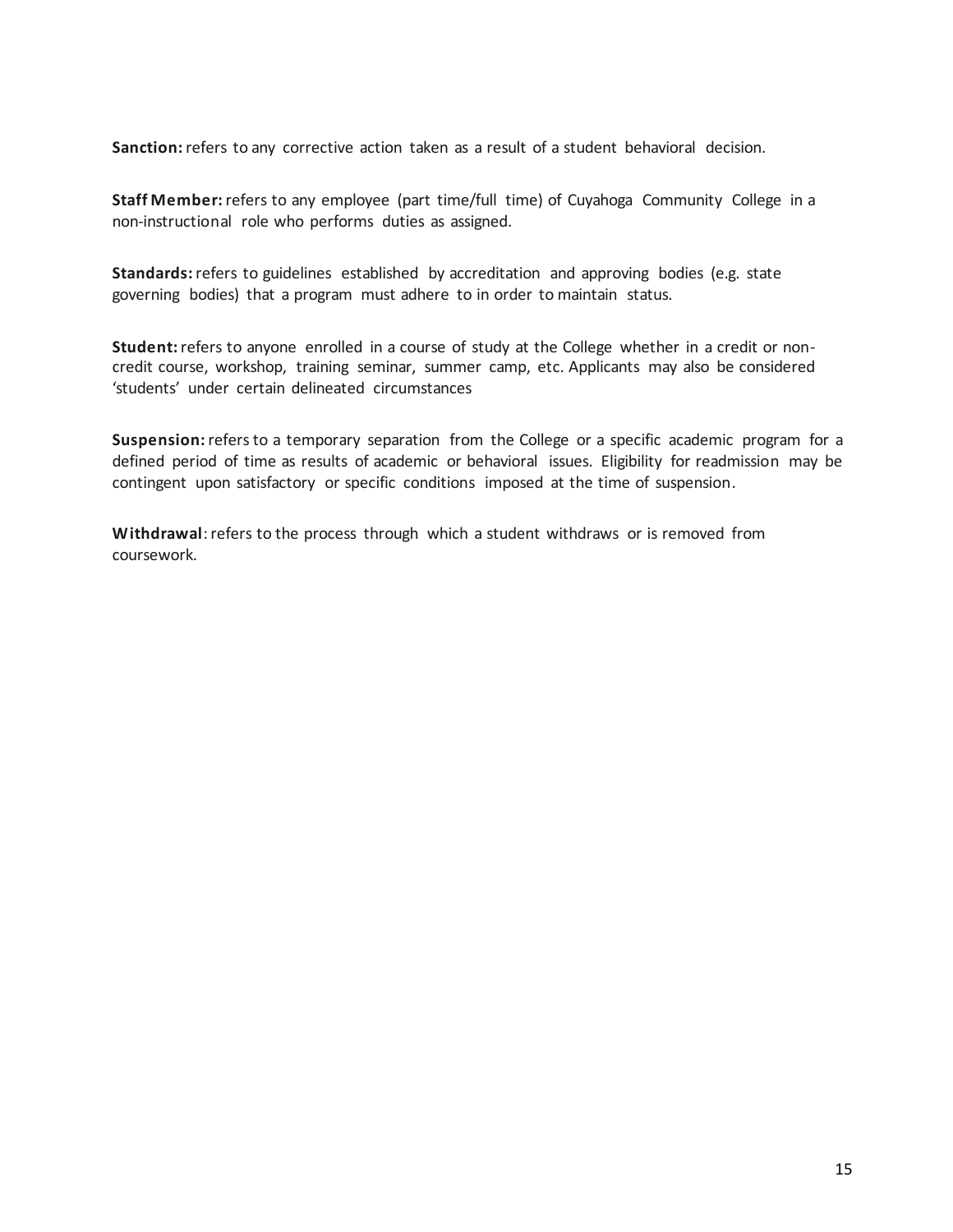**Sanction:** refers to any corrective action taken as a result of a student behavioral decision.

**Staff Member:** refers to any employee (part time/full time) of Cuyahoga Community College in a non-instructional role who performs duties as assigned.

**Standards:** refers to guidelines established by accreditation and approving bodies (e.g. state governing bodies) that a program must adhere to in order to maintain status.

**Student:** refers to anyone enrolled in a course of study at the College whether in a credit or non-credit course, workshop, training seminar, summer camp, etc. Applicants may also be considered 'students' under certain delineated circumstances

**Suspension:** refers to a temporary separation from the College or a specific academic program for a defined period of time as results of academic or behavioral issues. Eligibility for readmission may be contingent upon satisfactory or specific conditions imposed at the time of suspension.

**Withdrawal**: refers to the process through which a student withdraws or is removed from coursework.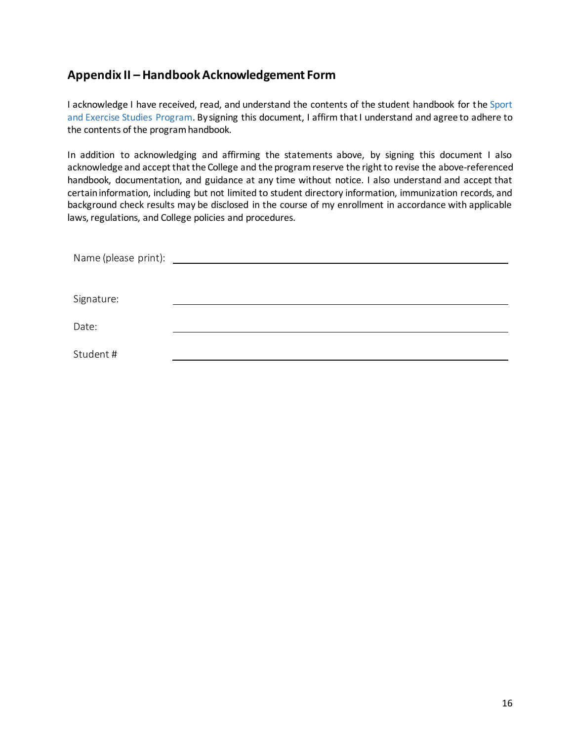## Appendix II – Handbook Acknowledgement Form

I acknowledge I have received, read, and understand the contents of the student handbook for the Sport and Exercise Studies Program. By signing this document, I affirm that I understand and agree to adhere to the contents of the program handbook.

In addition to acknowledging and affirming the statements above, by signing this document I also acknowledge and accept that the College and the program reserve the right to revise the above-referenced handbook, documentation, and guidance at any time without notice. I also understand and accept that certain information, including but not limited to student directory information, immunization records, and background check results may be disclosed in the course of my enrollment in accordance with applicable laws, regulations, and College policies and procedures.

Name (please print): ______________________________

Signature: ______________________________

Date: ______________________________

Student # ______________________________